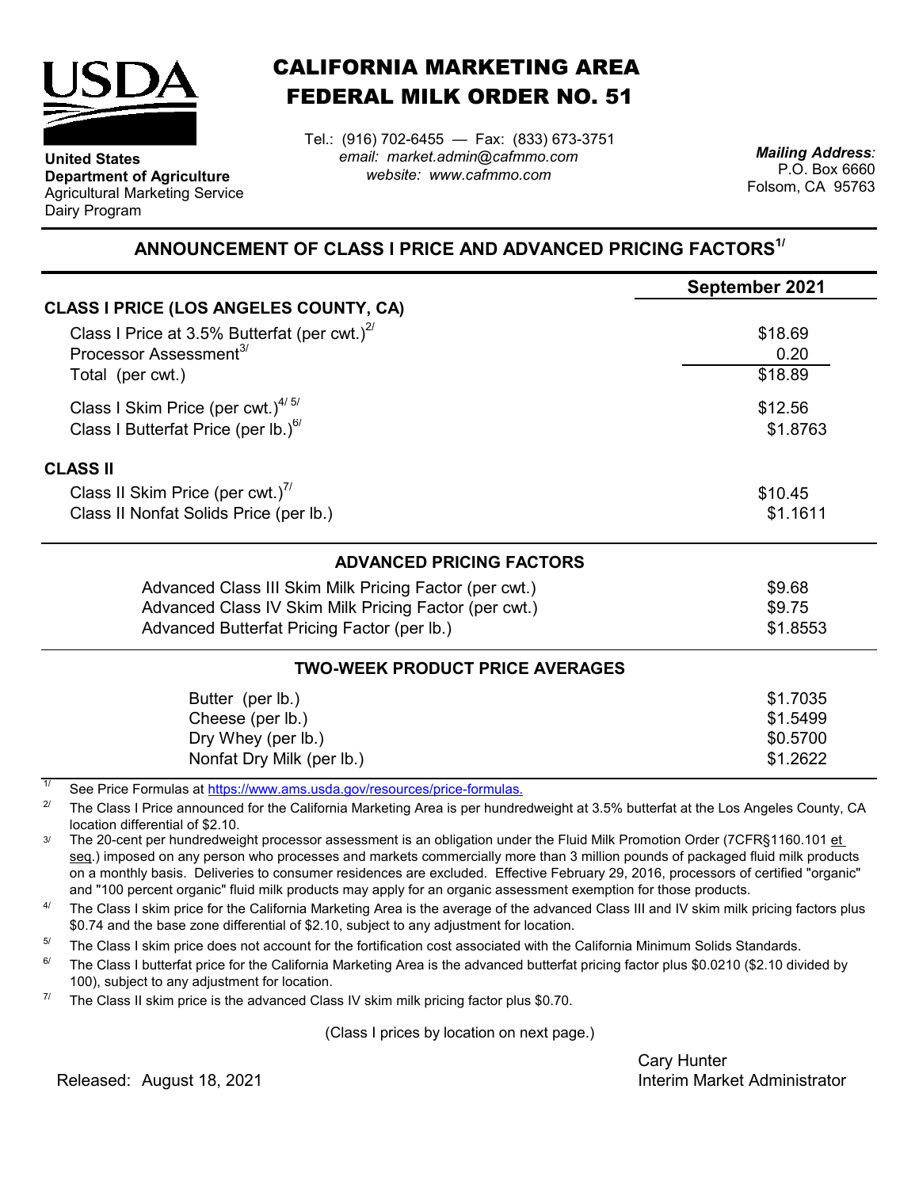**United States Department of Agriculture**
Agricultural Marketing Service
Dairy Program

# CALIFORNIA MARKETING AREA FEDERAL MILK ORDER NO. 51

Tel.: (916) 702-6455 — Fax: (833) 673-3751
*email: market.admin@cafmmo.com*
*website: www.cafmmo.com*

***Mailing Address:***
P.O. Box 6660
Folsom, CA 95763

## ANNOUNCEMENT OF CLASS I PRICE AND ADVANCED PRICING FACTORS[1/]

| | September 2021 |
|---|---|
| **CLASS I PRICE (LOS ANGELES COUNTY, CA)** | |
| Class I Price at 3.5% Butterfat (per cwt.)[2/] | $18.69 |
| Processor Assessment[3/] | 0.20 |
| Total (per cwt.) | $18.89 |
| Class I Skim Price (per cwt.)[4/ 5/] | $12.56 |
| Class I Butterfat Price (per lb.)[6/] | $1.8763 |
| **CLASS II** | |
| Class II Skim Price (per cwt.)[7/] | $10.45 |
| Class II Nonfat Solids Price (per lb.) | $1.1611 |

### ADVANCED PRICING FACTORS

| | |
|---|---|
| Advanced Class III Skim Milk Pricing Factor (per cwt.) | $9.68 |
| Advanced Class IV Skim Milk Pricing Factor (per cwt.) | $9.75 |
| Advanced Butterfat Pricing Factor (per lb.) | $1.8553 |

### TWO-WEEK PRODUCT PRICE AVERAGES

| | |
|---|---|
| Butter (per lb.) | $1.7035 |
| Cheese (per lb.) | $1.5499 |
| Dry Whey (per lb.) | $0.5700 |
| Nonfat Dry Milk (per lb.) | $1.2622 |

1/ See Price Formulas at https://www.ams.usda.gov/resources/price-formulas.

2/ The Class I Price announced for the California Marketing Area is per hundredweight at 3.5% butterfat at the Los Angeles County, CA location differential of $2.10.

3/ The 20-cent per hundredweight processor assessment is an obligation under the Fluid Milk Promotion Order (7CFR§1160.101 et seq.) imposed on any person who processes and markets commercially more than 3 million pounds of packaged fluid milk products on a monthly basis. Deliveries to consumer residences are excluded. Effective February 29, 2016, processors of certified "organic" and "100 percent organic" fluid milk products may apply for an organic assessment exemption for those products.

4/ The Class I skim price for the California Marketing Area is the average of the advanced Class III and IV skim milk pricing factors plus $0.74 and the base zone differential of $2.10, subject to any adjustment for location.

5/ The Class I skim price does not account for the fortification cost associated with the California Minimum Solids Standards.

6/ The Class I butterfat price for the California Marketing Area is the advanced butterfat pricing factor plus $0.0210 ($2.10 divided by 100), subject to any adjustment for location.

7/ The Class II skim price is the advanced Class IV skim milk pricing factor plus $0.70.

(Class I prices by location on next page.)

Released: August 18, 2021

Cary Hunter
Interim Market Administrator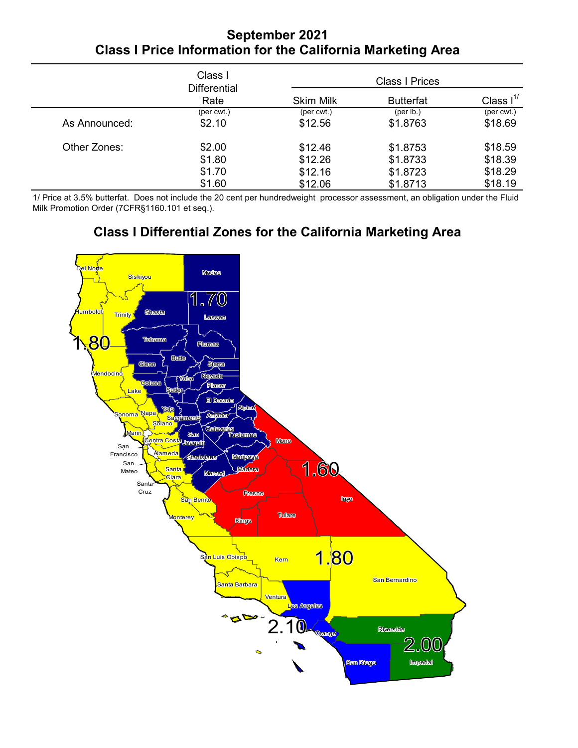# September 2021
# Class I Price Information for the California Marketing Area

| | Class I Differential Rate | Class I Prices | | |
|---|---|---|---|---|
| | | Skim Milk | Butterfat | Class I[1/] |
| | (per cwt.) | (per cwt.) | (per lb.) | (per cwt.) |
| As Announced: | $2.10 | $12.56 | $1.8763 | $18.69 |
| Other Zones: | $2.00 | $12.46 | $1.8753 | $18.59 |
| | $1.80 | $12.26 | $1.8733 | $18.39 |
| | $1.70 | $12.16 | $1.8723 | $18.29 |
| | $1.60 | $12.06 | $1.8713 | $18.19 |

1/ Price at 3.5% butterfat. Does not include the 20 cent per hundredweight processor assessment, an obligation under the Fluid Milk Promotion Order (7CFR§1160.101 et seq.).

## Class I Differential Zones for the California Marketing Area

Del Norte
Siskiyou
Modoc
1.70
Humboldt
Trinity
Shasta
Lassen
1.80
Tehama
Plumas
Butte
Glenn
Sierra
Mendocino
Yuba
Nevada
Colusa
Placer
Lake
Sutter
El Dorado
Yolo
Alpine
Sonoma
Napa
Sacramento
Amador
Solano
Calaveras
Marin
San Joaquin
Tuolumne
Mono
Contra Costa
San Francisco
Alameda
Stanislaus
Mariposa
San Mateo
Santa Clara
Madera
1.60
Santa Cruz
Merced
Fresno
San Benito
Inyo
Monterey
Tulare
Kings
San Luis Obispo
Kern
1.80
San Bernardino
Santa Barbara
Ventura
Los Angeles
2.10
Orange
Riverside
2.00
San Diego
Imperial